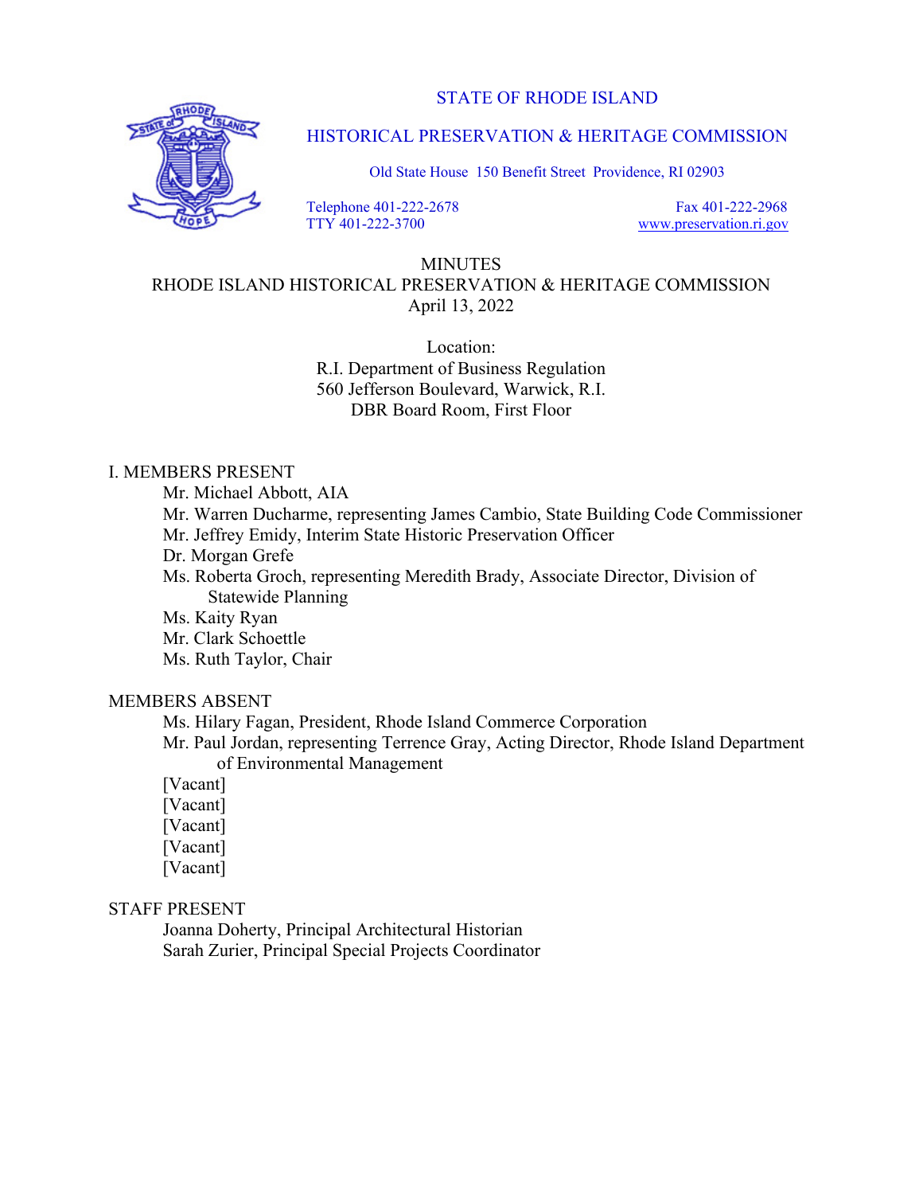STATE OF RHODE ISLAND

HISTORICAL PRESERVATION & HERITAGE COMMISSION

Old State House 150 Benefit Street Providence, RI 02903

Telephone 401-222-2678
TTY 401-222-3700

Fax 401-222-2968
www.preservation.ri.gov

# MINUTES
## RHODE ISLAND HISTORICAL PRESERVATION & HERITAGE COMMISSION
April 13, 2022

Location:
R.I. Department of Business Regulation
560 Jefferson Boulevard, Warwick, R.I.
DBR Board Room, First Floor

## I. MEMBERS PRESENT

- Mr. Michael Abbott, AIA
- Mr. Warren Ducharme, representing James Cambio, State Building Code Commissioner
- Mr. Jeffrey Emidy, Interim State Historic Preservation Officer
- Dr. Morgan Grefe
- Ms. Roberta Groch, representing Meredith Brady, Associate Director, Division of Statewide Planning
- Ms. Kaity Ryan
- Mr. Clark Schoettle
- Ms. Ruth Taylor, Chair

## MEMBERS ABSENT

- Ms. Hilary Fagan, President, Rhode Island Commerce Corporation
- Mr. Paul Jordan, representing Terrence Gray, Acting Director, Rhode Island Department of Environmental Management
- [Vacant]
- [Vacant]
- [Vacant]
- [Vacant]
- [Vacant]

## STAFF PRESENT

- Joanna Doherty, Principal Architectural Historian
- Sarah Zurier, Principal Special Projects Coordinator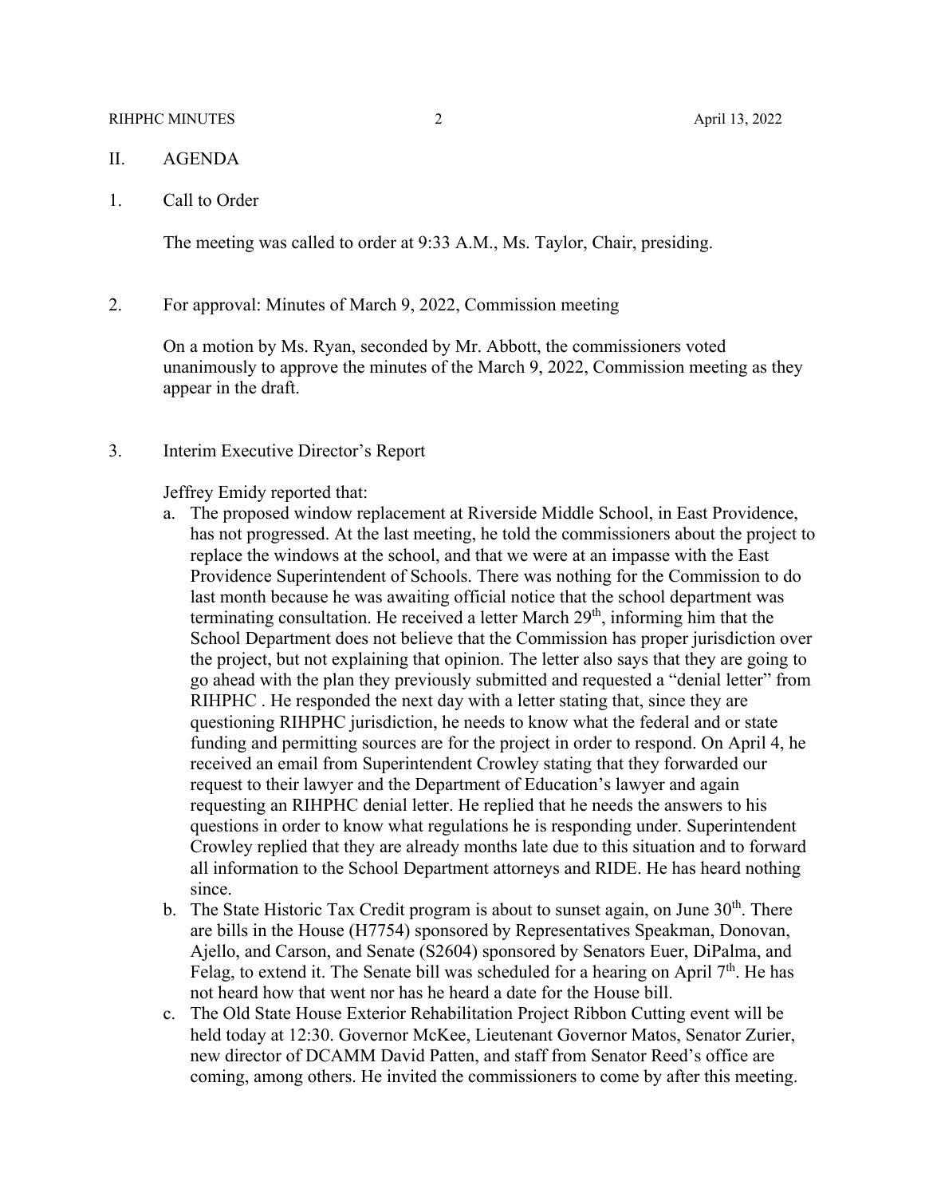## II. AGENDA

### 1. Call to Order

The meeting was called to order at 9:33 A.M., Ms. Taylor, Chair, presiding.

### 2. For approval: Minutes of March 9, 2022, Commission meeting

On a motion by Ms. Ryan, seconded by Mr. Abbott, the commissioners voted unanimously to approve the minutes of the March 9, 2022, Commission meeting as they appear in the draft.

### 3. Interim Executive Director's Report

Jeffrey Emidy reported that:

a. The proposed window replacement at Riverside Middle School, in East Providence, has not progressed. At the last meeting, he told the commissioners about the project to replace the windows at the school, and that we were at an impasse with the East Providence Superintendent of Schools. There was nothing for the Commission to do last month because he was awaiting official notice that the school department was terminating consultation. He received a letter March 29th, informing him that the School Department does not believe that the Commission has proper jurisdiction over the project, but not explaining that opinion. The letter also says that they are going to go ahead with the plan they previously submitted and requested a "denial letter" from RIHPHC . He responded the next day with a letter stating that, since they are questioning RIHPHC jurisdiction, he needs to know what the federal and or state funding and permitting sources are for the project in order to respond. On April 4, he received an email from Superintendent Crowley stating that they forwarded our request to their lawyer and the Department of Education's lawyer and again requesting an RIHPHC denial letter. He replied that he needs the answers to his questions in order to know what regulations he is responding under. Superintendent Crowley replied that they are already months late due to this situation and to forward all information to the School Department attorneys and RIDE. He has heard nothing since.

b. The State Historic Tax Credit program is about to sunset again, on June 30th. There are bills in the House (H7754) sponsored by Representatives Speakman, Donovan, Ajello, and Carson, and Senate (S2604) sponsored by Senators Euer, DiPalma, and Felag, to extend it. The Senate bill was scheduled for a hearing on April 7th. He has not heard how that went nor has he heard a date for the House bill.

c. The Old State House Exterior Rehabilitation Project Ribbon Cutting event will be held today at 12:30. Governor McKee, Lieutenant Governor Matos, Senator Zurier, new director of DCAMM David Patten, and staff from Senator Reed's office are coming, among others. He invited the commissioners to come by after this meeting.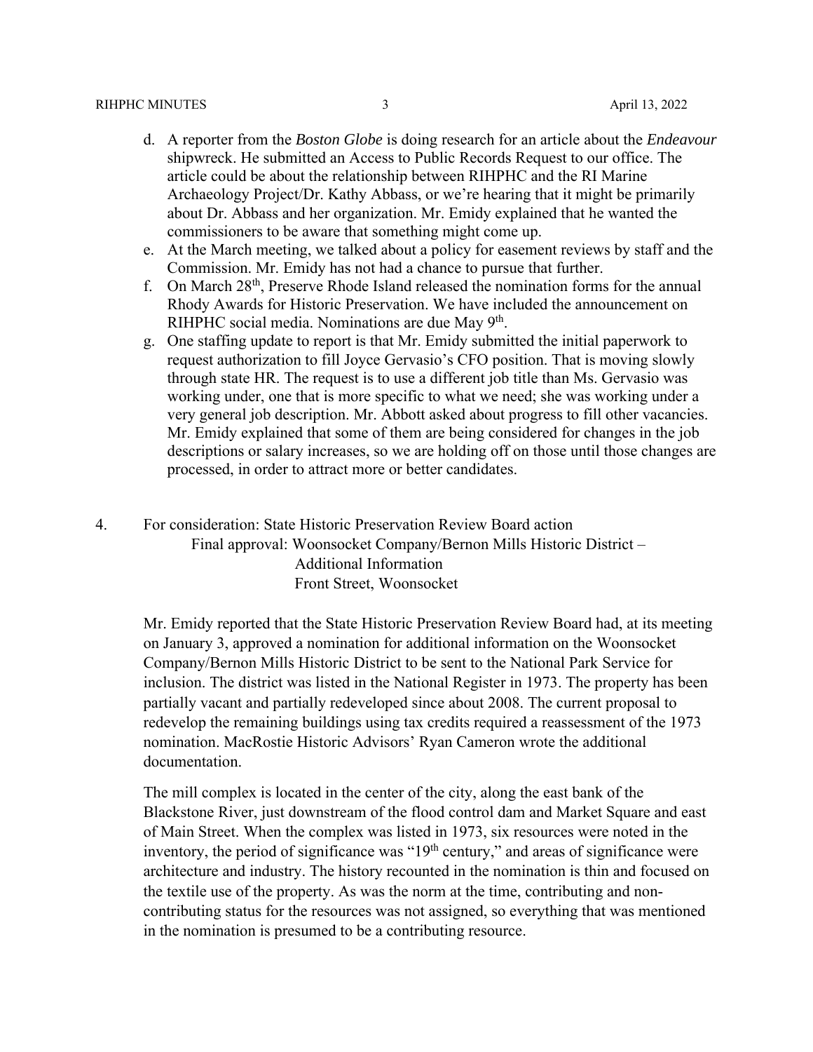d. A reporter from the *Boston Globe* is doing research for an article about the *Endeavour* shipwreck. He submitted an Access to Public Records Request to our office. The article could be about the relationship between RIHPHC and the RI Marine Archaeology Project/Dr. Kathy Abbass, or we're hearing that it might be primarily about Dr. Abbass and her organization. Mr. Emidy explained that he wanted the commissioners to be aware that something might come up.

e. At the March meeting, we talked about a policy for easement reviews by staff and the Commission. Mr. Emidy has not had a chance to pursue that further.

f. On March 28th, Preserve Rhode Island released the nomination forms for the annual Rhody Awards for Historic Preservation. We have included the announcement on RIHPHC social media. Nominations are due May 9th.

g. One staffing update to report is that Mr. Emidy submitted the initial paperwork to request authorization to fill Joyce Gervasio's CFO position. That is moving slowly through state HR. The request is to use a different job title than Ms. Gervasio was working under, one that is more specific to what we need; she was working under a very general job description. Mr. Abbott asked about progress to fill other vacancies. Mr. Emidy explained that some of them are being considered for changes in the job descriptions or salary increases, so we are holding off on those until those changes are processed, in order to attract more or better candidates.

4. For consideration: State Historic Preservation Review Board action
   Final approval: Woonsocket Company/Bernon Mills Historic District –
   Additional Information
   Front Street, Woonsocket

Mr. Emidy reported that the State Historic Preservation Review Board had, at its meeting on January 3, approved a nomination for additional information on the Woonsocket Company/Bernon Mills Historic District to be sent to the National Park Service for inclusion. The district was listed in the National Register in 1973. The property has been partially vacant and partially redeveloped since about 2008. The current proposal to redevelop the remaining buildings using tax credits required a reassessment of the 1973 nomination. MacRostie Historic Advisors' Ryan Cameron wrote the additional documentation.

The mill complex is located in the center of the city, along the east bank of the Blackstone River, just downstream of the flood control dam and Market Square and east of Main Street. When the complex was listed in 1973, six resources were noted in the inventory, the period of significance was "19th century," and areas of significance were architecture and industry. The history recounted in the nomination is thin and focused on the textile use of the property. As was the norm at the time, contributing and non-contributing status for the resources was not assigned, so everything that was mentioned in the nomination is presumed to be a contributing resource.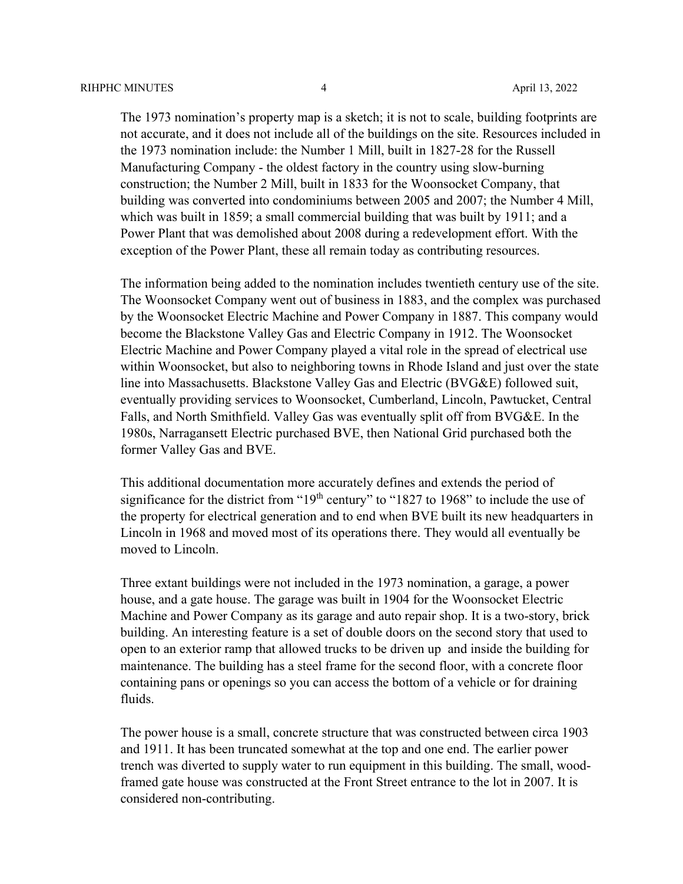The 1973 nomination's property map is a sketch; it is not to scale, building footprints are not accurate, and it does not include all of the buildings on the site. Resources included in the 1973 nomination include: the Number 1 Mill, built in 1827-28 for the Russell Manufacturing Company - the oldest factory in the country using slow-burning construction; the Number 2 Mill, built in 1833 for the Woonsocket Company, that building was converted into condominiums between 2005 and 2007; the Number 4 Mill, which was built in 1859; a small commercial building that was built by 1911; and a Power Plant that was demolished about 2008 during a redevelopment effort. With the exception of the Power Plant, these all remain today as contributing resources.

The information being added to the nomination includes twentieth century use of the site. The Woonsocket Company went out of business in 1883, and the complex was purchased by the Woonsocket Electric Machine and Power Company in 1887. This company would become the Blackstone Valley Gas and Electric Company in 1912. The Woonsocket Electric Machine and Power Company played a vital role in the spread of electrical use within Woonsocket, but also to neighboring towns in Rhode Island and just over the state line into Massachusetts. Blackstone Valley Gas and Electric (BVG&E) followed suit, eventually providing services to Woonsocket, Cumberland, Lincoln, Pawtucket, Central Falls, and North Smithfield. Valley Gas was eventually split off from BVG&E. In the 1980s, Narragansett Electric purchased BVE, then National Grid purchased both the former Valley Gas and BVE.

This additional documentation more accurately defines and extends the period of significance for the district from "19th century" to "1827 to 1968" to include the use of the property for electrical generation and to end when BVE built its new headquarters in Lincoln in 1968 and moved most of its operations there. They would all eventually be moved to Lincoln.

Three extant buildings were not included in the 1973 nomination, a garage, a power house, and a gate house. The garage was built in 1904 for the Woonsocket Electric Machine and Power Company as its garage and auto repair shop. It is a two-story, brick building. An interesting feature is a set of double doors on the second story that used to open to an exterior ramp that allowed trucks to be driven up and inside the building for maintenance. The building has a steel frame for the second floor, with a concrete floor containing pans or openings so you can access the bottom of a vehicle or for draining fluids.

The power house is a small, concrete structure that was constructed between circa 1903 and 1911. It has been truncated somewhat at the top and one end. The earlier power trench was diverted to supply water to run equipment in this building. The small, wood-framed gate house was constructed at the Front Street entrance to the lot in 2007. It is considered non-contributing.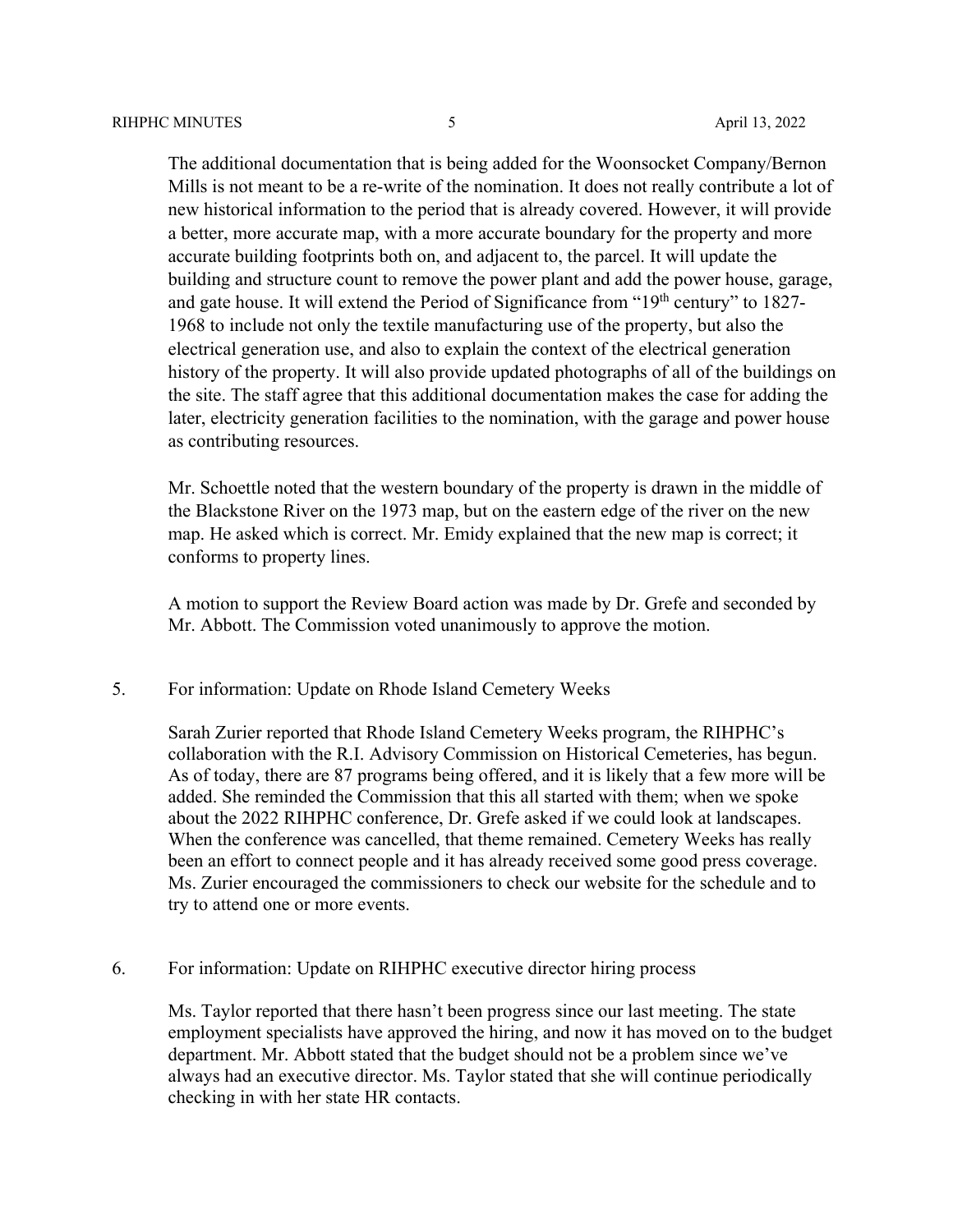The additional documentation that is being added for the Woonsocket Company/Bernon Mills is not meant to be a re-write of the nomination. It does not really contribute a lot of new historical information to the period that is already covered. However, it will provide a better, more accurate map, with a more accurate boundary for the property and more accurate building footprints both on, and adjacent to, the parcel. It will update the building and structure count to remove the power plant and add the power house, garage, and gate house. It will extend the Period of Significance from "19th century" to 1827-1968 to include not only the textile manufacturing use of the property, but also the electrical generation use, and also to explain the context of the electrical generation history of the property. It will also provide updated photographs of all of the buildings on the site. The staff agree that this additional documentation makes the case for adding the later, electricity generation facilities to the nomination, with the garage and power house as contributing resources.

Mr. Schoettle noted that the western boundary of the property is drawn in the middle of the Blackstone River on the 1973 map, but on the eastern edge of the river on the new map. He asked which is correct. Mr. Emidy explained that the new map is correct; it conforms to property lines.

A motion to support the Review Board action was made by Dr. Grefe and seconded by Mr. Abbott. The Commission voted unanimously to approve the motion.

5. For information: Update on Rhode Island Cemetery Weeks

Sarah Zurier reported that Rhode Island Cemetery Weeks program, the RIHPHC's collaboration with the R.I. Advisory Commission on Historical Cemeteries, has begun. As of today, there are 87 programs being offered, and it is likely that a few more will be added. She reminded the Commission that this all started with them; when we spoke about the 2022 RIHPHC conference, Dr. Grefe asked if we could look at landscapes. When the conference was cancelled, that theme remained. Cemetery Weeks has really been an effort to connect people and it has already received some good press coverage. Ms. Zurier encouraged the commissioners to check our website for the schedule and to try to attend one or more events.

6. For information: Update on RIHPHC executive director hiring process

Ms. Taylor reported that there hasn't been progress since our last meeting. The state employment specialists have approved the hiring, and now it has moved on to the budget department. Mr. Abbott stated that the budget should not be a problem since we've always had an executive director. Ms. Taylor stated that she will continue periodically checking in with her state HR contacts.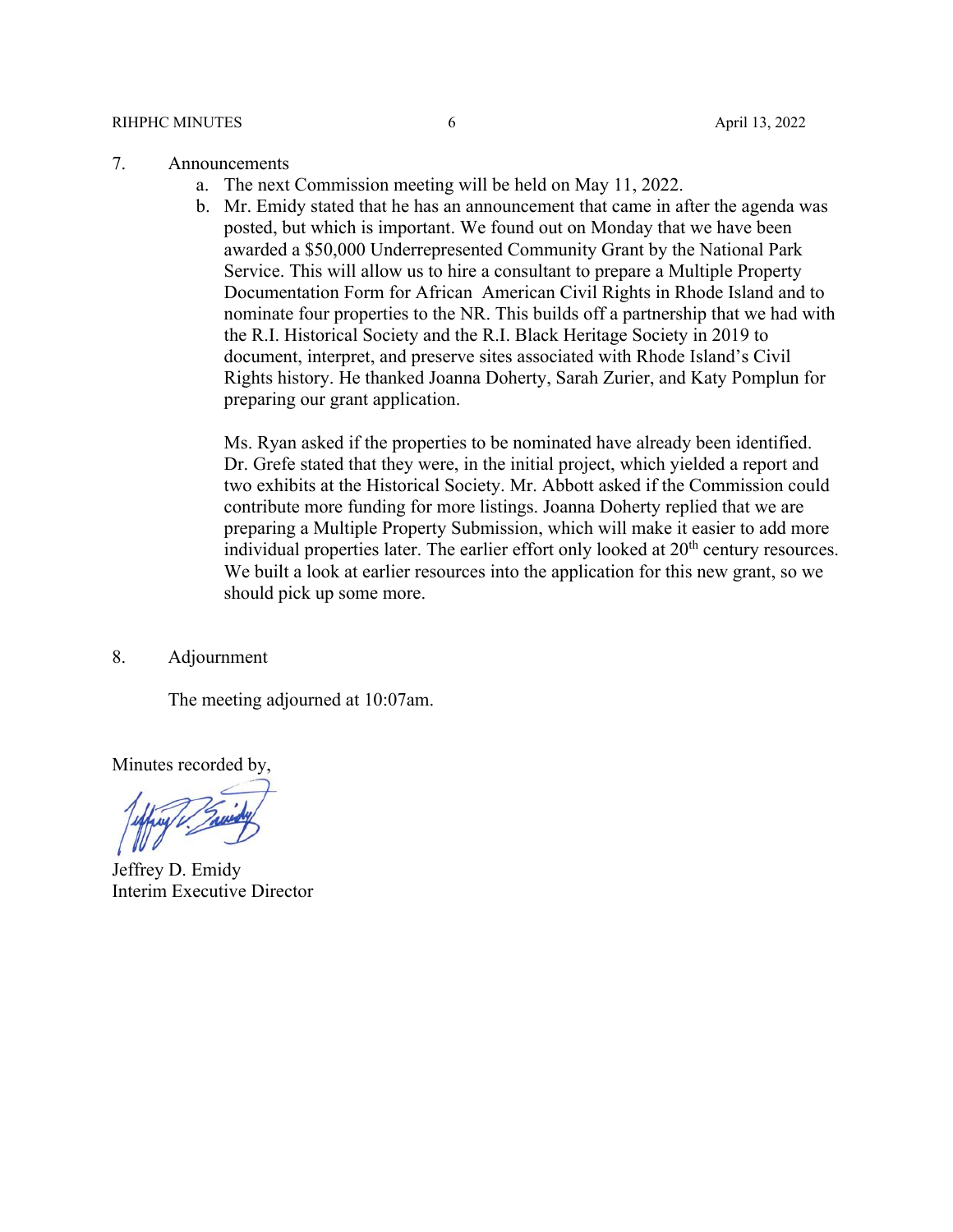7. Announcements
   a. The next Commission meeting will be held on May 11, 2022.
   b. Mr. Emidy stated that he has an announcement that came in after the agenda was posted, but which is important. We found out on Monday that we have been awarded a $50,000 Underrepresented Community Grant by the National Park Service. This will allow us to hire a consultant to prepare a Multiple Property Documentation Form for African American Civil Rights in Rhode Island and to nominate four properties to the NR. This builds off a partnership that we had with the R.I. Historical Society and the R.I. Black Heritage Society in 2019 to document, interpret, and preserve sites associated with Rhode Island's Civil Rights history. He thanked Joanna Doherty, Sarah Zurier, and Katy Pomplun for preparing our grant application.

      Ms. Ryan asked if the properties to be nominated have already been identified. Dr. Grefe stated that they were, in the initial project, which yielded a report and two exhibits at the Historical Society. Mr. Abbott asked if the Commission could contribute more funding for more listings. Joanna Doherty replied that we are preparing a Multiple Property Submission, which will make it easier to add more individual properties later. The earlier effort only looked at 20th century resources. We built a look at earlier resources into the application for this new grant, so we should pick up some more.

8. Adjournment

   The meeting adjourned at 10:07am.

Minutes recorded by,

Jeffrey D. Emidy
Interim Executive Director